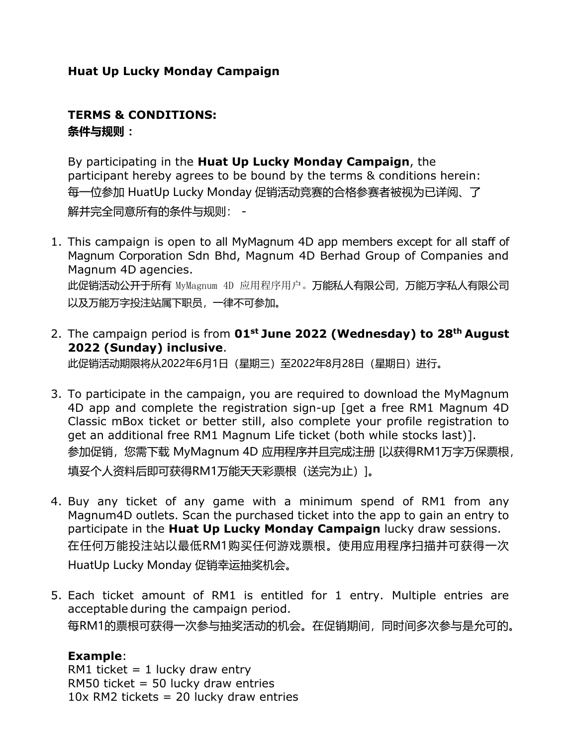**Huat Up Lucky Monday Campaign**

**TERMS & CONDITIONS:**
**条件与规则：**

By participating in the **Huat Up Lucky Monday Campaign**, the participant hereby agrees to be bound by the terms & conditions herein:
每一位参加 HuatUp Lucky Monday 促销活动竞赛的合格参赛者被视为已详阅、了解并完全同意所有的条件与规则： -

1. This campaign is open to all MyMagnum 4D app members except for all staff of Magnum Corporation Sdn Bhd, Magnum 4D Berhad Group of Companies and Magnum 4D agencies.
   此促销活动公开于所有 MyMagnum 4D 应用程序用户。万能私人有限公司，万能万字私人有限公司以及万能万字投注站属下职员，一律不可参加。

2. The campaign period is from **01st June 2022 (Wednesday) to 28th August 2022 (Sunday) inclusive**.
   此促销活动期限将从2022年6月1日（星期三）至2022年8月28日（星期日）进行。

3. To participate in the campaign, you are required to download the MyMagnum 4D app and complete the registration sign-up [get a free RM1 Magnum 4D Classic mBox ticket or better still, also complete your profile registration to get an additional free RM1 Magnum Life ticket (both while stocks last)].
   参加促销，您需下载 MyMagnum 4D 应用程序并且完成注册 [以获得RM1万字万保票根，填妥个人资料后即可获得RM1万能天天彩票根（送完为止）]。

4. Buy any ticket of any game with a minimum spend of RM1 from any Magnum4D outlets. Scan the purchased ticket into the app to gain an entry to participate in the **Huat Up Lucky Monday Campaign** lucky draw sessions.
   在任何万能投注站以最低RM1购买任何游戏票根。使用应用程序扫描并可获得一次 HuatUp Lucky Monday 促销幸运抽奖机会。

5. Each ticket amount of RM1 is entitled for 1 entry. Multiple entries are acceptable during the campaign period.
   每RM1的票根可获得一次参与抽奖活动的机会。在促销期间，同时间多次参与是允可的。

   **Example**:
   RM1 ticket = 1 lucky draw entry
   RM50 ticket = 50 lucky draw entries
   10x RM2 tickets = 20 lucky draw entries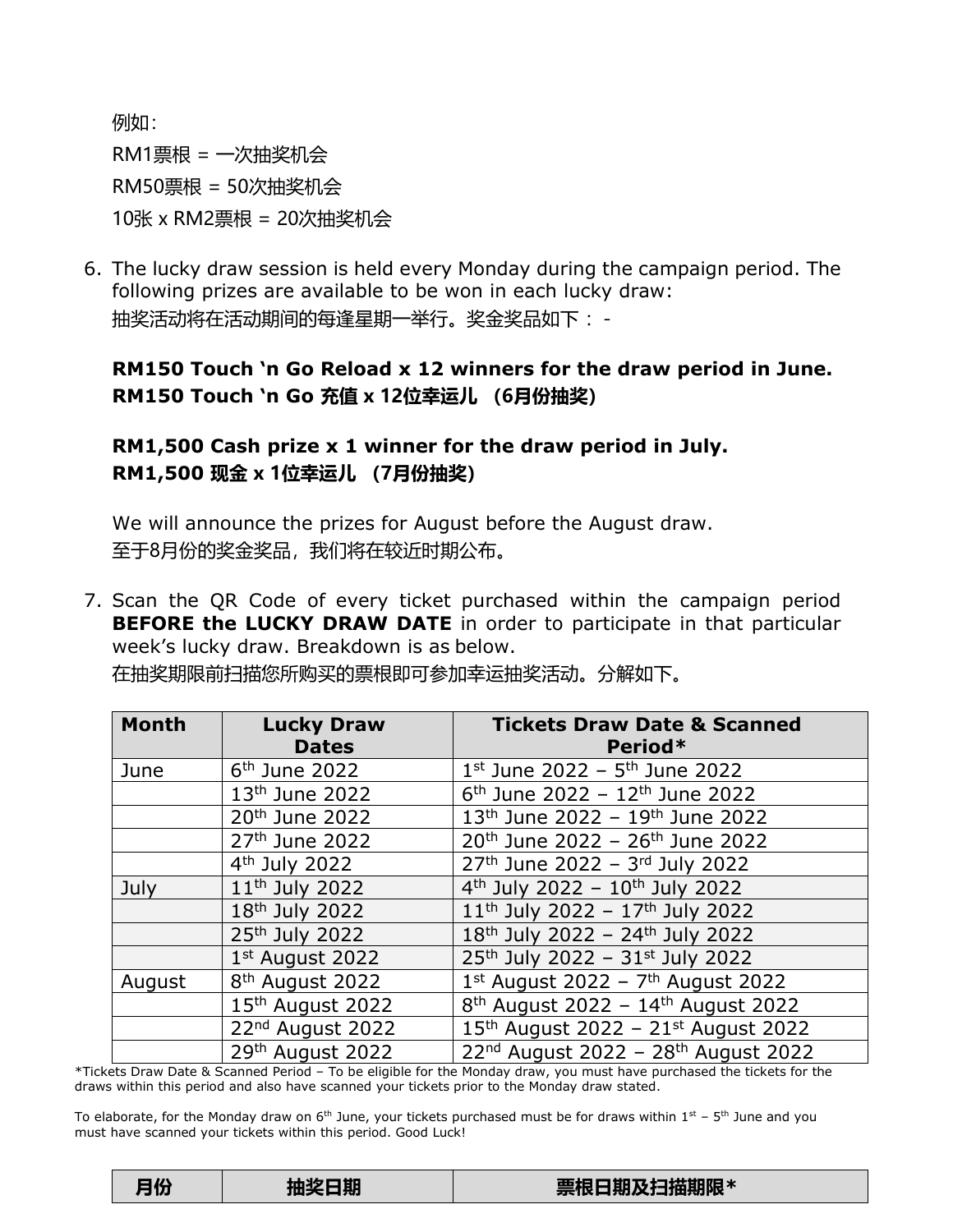例如：

RM1票根 = 一次抽奖机会

RM50票根 = 50次抽奖机会

10张 x RM2票根 = 20次抽奖机会

6. The lucky draw session is held every Monday during the campaign period. The following prizes are available to be won in each lucky draw:
   抽奖活动将在活动期间的每逢星期一举行。奖金奖品如下： -

   **RM150 Touch 'n Go Reload x 12 winners for the draw period in June.**
   **RM150 Touch 'n Go 充值 x 12位幸运儿 （6月份抽奖）**

   **RM1,500 Cash prize x 1 winner for the draw period in July.**
   **RM1,500 现金 x 1位幸运儿 （7月份抽奖）**

   We will announce the prizes for August before the August draw.
   至于8月份的奖金奖品，我们将在较近时期公布。

7. Scan the QR Code of every ticket purchased within the campaign period **BEFORE the LUCKY DRAW DATE** in order to participate in that particular week's lucky draw. Breakdown is as below.
   在抽奖期限前扫描您所购买的票根即可参加幸运抽奖活动。分解如下。

| Month | Lucky Draw Dates | Tickets Draw Date & Scanned Period* |
|---|---|---|
| June | 6th June 2022 | 1st June 2022 – 5th June 2022 |
| | 13th June 2022 | 6th June 2022 – 12th June 2022 |
| | 20th June 2022 | 13th June 2022 – 19th June 2022 |
| | 27th June 2022 | 20th June 2022 – 26th June 2022 |
| | 4th July 2022 | 27th June 2022 – 3rd July 2022 |
| July | 11th July 2022 | 4th July 2022 – 10th July 2022 |
| | 18th July 2022 | 11th July 2022 – 17th July 2022 |
| | 25th July 2022 | 18th July 2022 – 24th July 2022 |
| | 1st August 2022 | 25th July 2022 – 31st July 2022 |
| August | 8th August 2022 | 1st August 2022 – 7th August 2022 |
| | 15th August 2022 | 8th August 2022 – 14th August 2022 |
| | 22nd August 2022 | 15th August 2022 – 21st August 2022 |
| | 29th August 2022 | 22nd August 2022 – 28th August 2022 |

*Tickets Draw Date & Scanned Period – To be eligible for the Monday draw, you must have purchased the tickets for the draws within this period and also have scanned your tickets prior to the Monday draw stated.

To elaborate, for the Monday draw on 6th June, your tickets purchased must be for draws within 1st – 5th June and you must have scanned your tickets within this period. Good Luck!

| 月份 | 抽奖日期 | 票根日期及扫描期限* |
|---|---|---|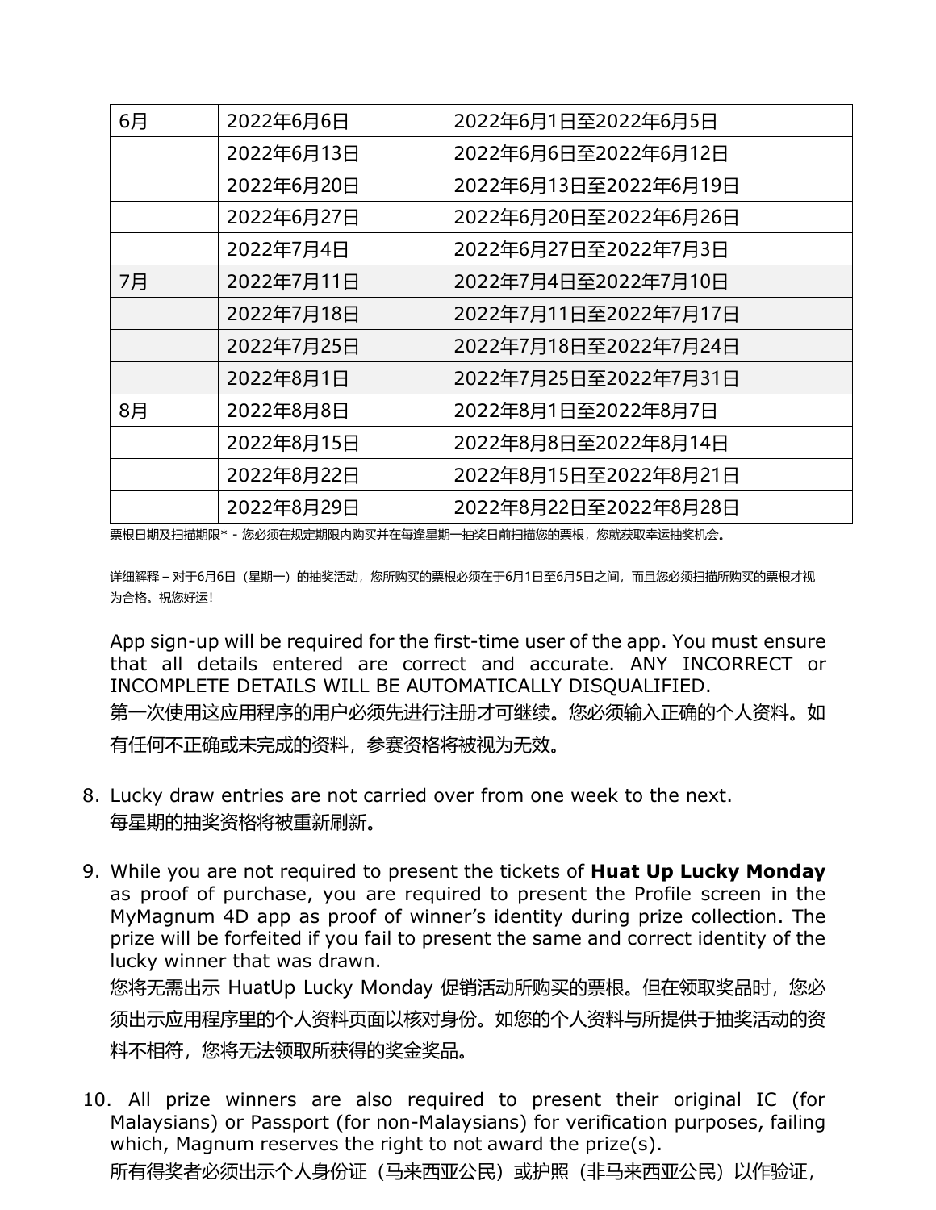| 6月 | 2022年6月6日 | 2022年6月1日至2022年6月5日 |
|---|---|---|
| | 2022年6月13日 | 2022年6月6日至2022年6月12日 |
| | 2022年6月20日 | 2022年6月13日至2022年6月19日 |
| | 2022年6月27日 | 2022年6月20日至2022年6月26日 |
| | 2022年7月4日 | 2022年6月27日至2022年7月3日 |
| 7月 | 2022年7月11日 | 2022年7月4日至2022年7月10日 |
| | 2022年7月18日 | 2022年7月11日至2022年7月17日 |
| | 2022年7月25日 | 2022年7月18日至2022年7月24日 |
| | 2022年8月1日 | 2022年7月25日至2022年7月31日 |
| 8月 | 2022年8月8日 | 2022年8月1日至2022年8月7日 |
| | 2022年8月15日 | 2022年8月8日至2022年8月14日 |
| | 2022年8月22日 | 2022年8月15日至2022年8月21日 |
| | 2022年8月29日 | 2022年8月22日至2022年8月28日 |

票根日期及扫描期限* - 您必须在规定期限内购买并在每逢星期一抽奖日前扫描您的票根，您就获取幸运抽奖机会。

详细解释 – 对于6月6日（星期一）的抽奖活动，您所购买的票根必须在于6月1日至6月5日之间，而且您必须扫描所购买的票根才视为合格。祝您好运！

App sign-up will be required for the first-time user of the app. You must ensure that all details entered are correct and accurate. ANY INCORRECT or INCOMPLETE DETAILS WILL BE AUTOMATICALLY DISQUALIFIED.
第一次使用这应用程序的用户必须先进行注册才可继续。您必须输入正确的个人资料。如有任何不正确或未完成的资料，参赛资格将被视为无效。

8. Lucky draw entries are not carried over from one week to the next.
   每星期的抽奖资格将被重新刷新。

9. While you are not required to present the tickets of **Huat Up Lucky Monday** as proof of purchase, you are required to present the Profile screen in the MyMagnum 4D app as proof of winner's identity during prize collection. The prize will be forfeited if you fail to present the same and correct identity of the lucky winner that was drawn.
   您将无需出示 HuatUp Lucky Monday 促销活动所购买的票根。但在领取奖品时，您必须出示应用程序里的个人资料页面以核对身份。如您的个人资料与所提供于抽奖活动的资料不相符，您将无法领取所获得的奖金奖品。

10. All prize winners are also required to present their original IC (for Malaysians) or Passport (for non-Malaysians) for verification purposes, failing which, Magnum reserves the right to not award the prize(s).
    所有得奖者必须出示个人身份证（马来西亚公民）或护照（非马来西亚公民）以作验证，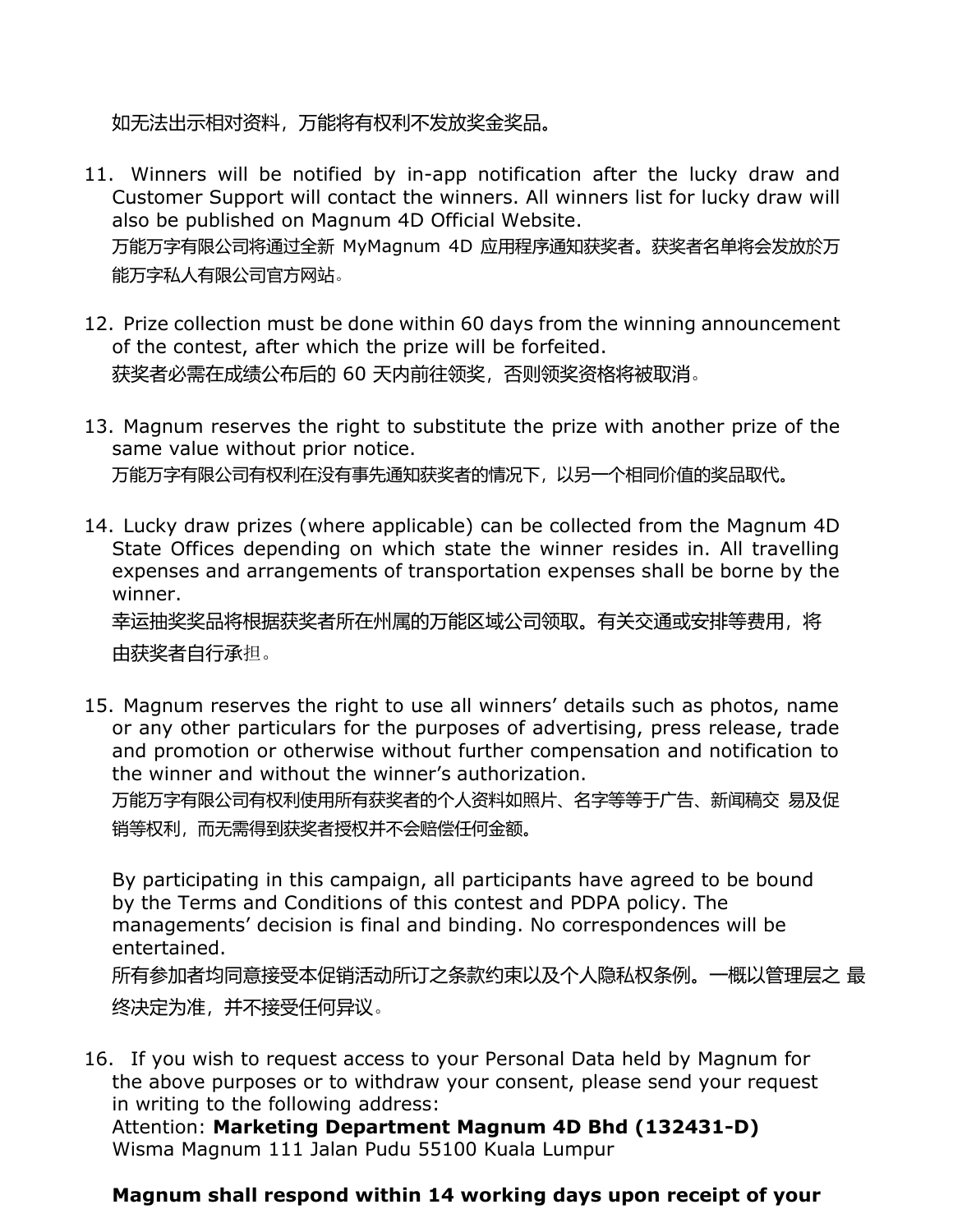如无法出示相对资料，万能将有权利不发放奖金奖品。

11. Winners will be notified by in-app notification after the lucky draw and Customer Support will contact the winners. All winners list for lucky draw will also be published on Magnum 4D Official Website.
    万能万字有限公司将通过全新 MyMagnum 4D 应用程序通知获奖者。获奖者名单将会发放於万能万字私人有限公司官方网站。

12. Prize collection must be done within 60 days from the winning announcement of the contest, after which the prize will be forfeited.
    获奖者必需在成绩公布后的 60 天内前往领奖，否则领奖资格将被取消。

13. Magnum reserves the right to substitute the prize with another prize of the same value without prior notice.
    万能万字有限公司有权利在没有事先通知获奖者的情况下，以另一个相同价值的奖品取代。

14. Lucky draw prizes (where applicable) can be collected from the Magnum 4D State Offices depending on which state the winner resides in. All travelling expenses and arrangements of transportation expenses shall be borne by the winner.
    幸运抽奖奖品将根据获奖者所在州属的万能区域公司领取。有关交通或安排等费用，将由获奖者自行承担。

15. Magnum reserves the right to use all winners' details such as photos, name or any other particulars for the purposes of advertising, press release, trade and promotion or otherwise without further compensation and notification to the winner and without the winner's authorization.
    万能万字有限公司有权利使用所有获奖者的个人资料如照片、名字等等于广告、新闻稿交 易及促销等权利，而无需得到获奖者授权并不会赔偿任何金额。

    By participating in this campaign, all participants have agreed to be bound by the Terms and Conditions of this contest and PDPA policy. The managements' decision is final and binding. No correspondences will be entertained.
    所有参加者均同意接受本促销活动所订之条款约束以及个人隐私权条例。一概以管理层之 最终决定为准，并不接受任何异议。

16. If you wish to request access to your Personal Data held by Magnum for the above purposes or to withdraw your consent, please send your request in writing to the following address:
    Attention: **Marketing Department Magnum 4D Bhd (132431-D)**
    Wisma Magnum 111 Jalan Pudu 55100 Kuala Lumpur

    **Magnum shall respond within 14 working days upon receipt of your**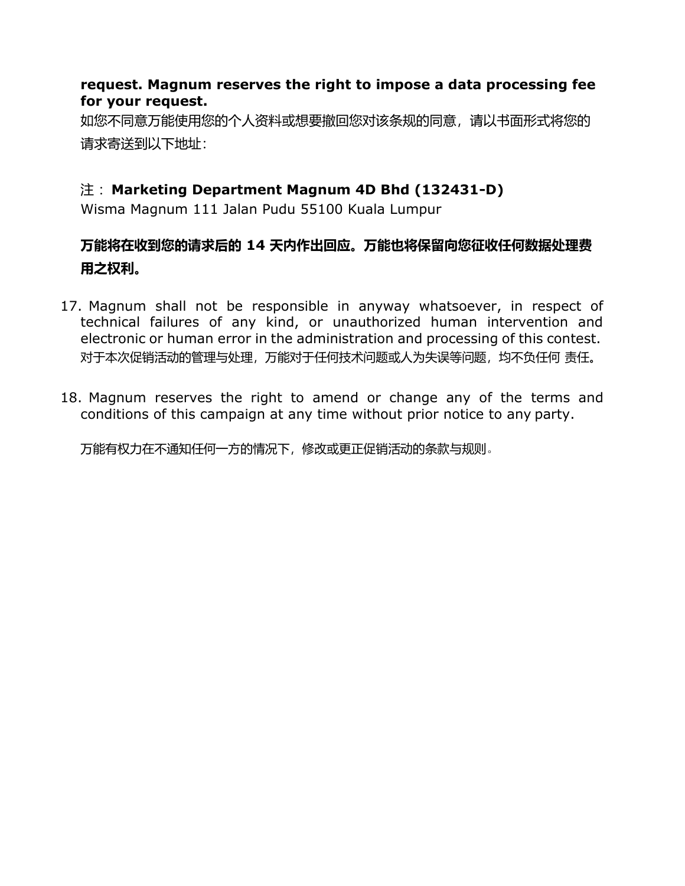**request. Magnum reserves the right to impose a data processing fee for your request.**
如您不同意万能使用您的个人资料或想要撤回您对该条规的同意，请以书面形式将您的请求寄送到以下地址：

注：**Marketing Department Magnum 4D Bhd (132431-D)**
Wisma Magnum 111 Jalan Pudu 55100 Kuala Lumpur

**万能将在收到您的请求后的 14 天内作出回应。万能也将保留向您征收任何数据处理费用之权利。**

17. Magnum shall not be responsible in anyway whatsoever, in respect of technical failures of any kind, or unauthorized human intervention and electronic or human error in the administration and processing of this contest.
对于本次促销活动的管理与处理，万能对于任何技术问题或人为失误等问题，均不负任何 责任。

18. Magnum reserves the right to amend or change any of the terms and conditions of this campaign at any time without prior notice to any party.

万能有权力在不通知任何一方的情况下，修改或更正促销活动的条款与规则。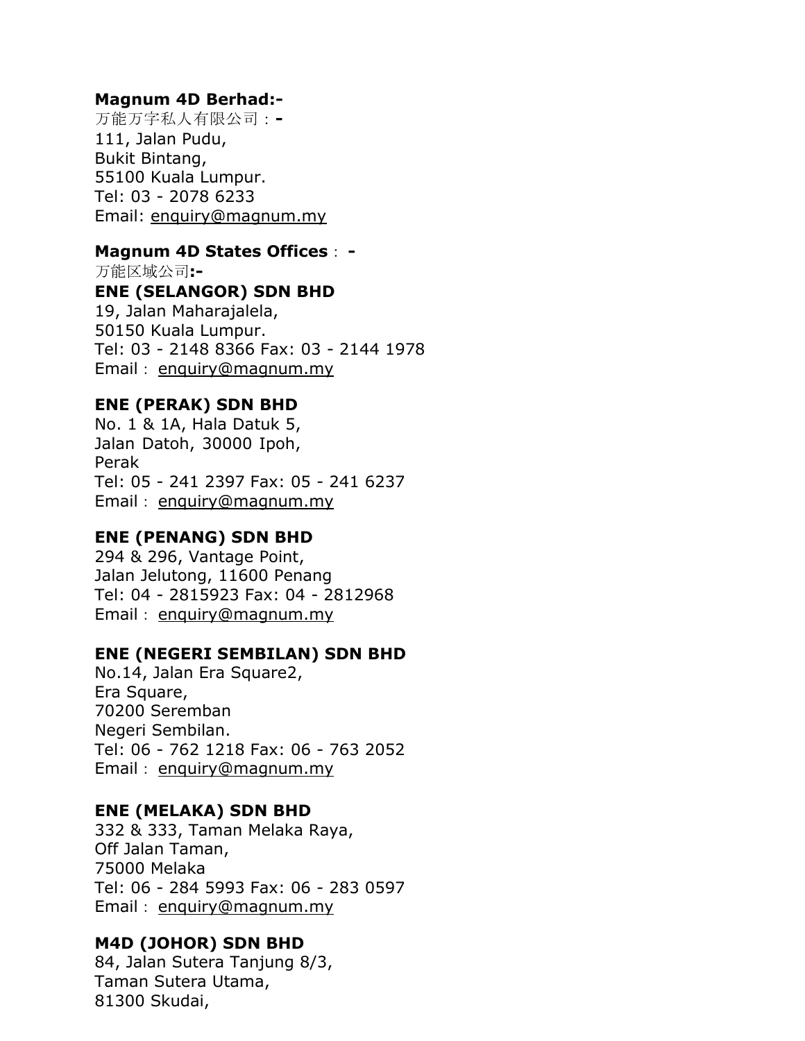**Magnum 4D Berhad:-**
万能万字私人有限公司：**-**
111, Jalan Pudu,
Bukit Bintang,
55100 Kuala Lumpur.
Tel: 03 - 2078 6233
Email: enquiry@magnum.my

**Magnum 4D States Offices**： **-**
万能区域公司**:-**

**ENE (SELANGOR) SDN BHD**
19, Jalan Maharajalela,
50150 Kuala Lumpur.
Tel: 03 - 2148 8366 Fax: 03 - 2144 1978
Email： enquiry@magnum.my

**ENE (PERAK) SDN BHD**
No. 1 & 1A, Hala Datuk 5,
Jalan Datoh, 30000 Ipoh,
Perak
Tel: 05 - 241 2397 Fax: 05 - 241 6237
Email： enquiry@magnum.my

**ENE (PENANG) SDN BHD**
294 & 296, Vantage Point,
Jalan Jelutong, 11600 Penang
Tel: 04 - 2815923 Fax: 04 - 2812968
Email： enquiry@magnum.my

**ENE (NEGERI SEMBILAN) SDN BHD**
No.14, Jalan Era Square2,
Era Square,
70200 Seremban
Negeri Sembilan.
Tel: 06 - 762 1218 Fax: 06 - 763 2052
Email： enquiry@magnum.my

**ENE (MELAKA) SDN BHD**
332 & 333, Taman Melaka Raya,
Off Jalan Taman,
75000 Melaka
Tel: 06 - 284 5993 Fax: 06 - 283 0597
Email： enquiry@magnum.my

**M4D (JOHOR) SDN BHD**
84, Jalan Sutera Tanjung 8/3,
Taman Sutera Utama,
81300 Skudai,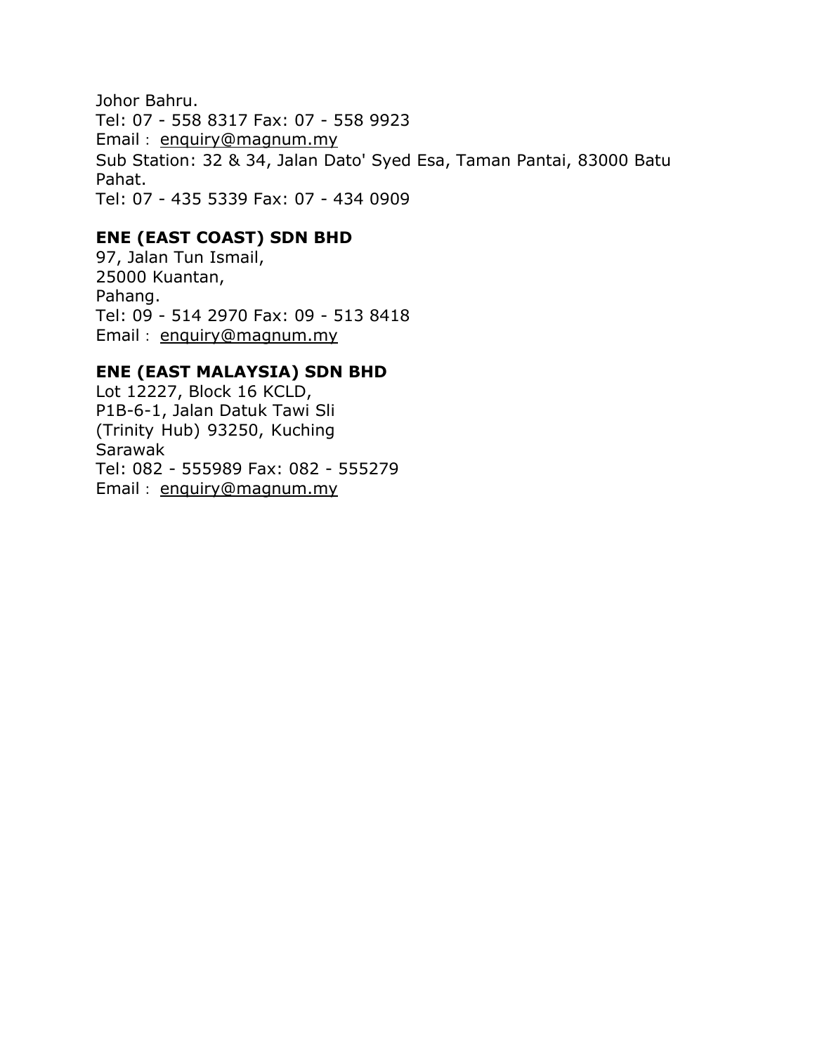Johor Bahru.
Tel: 07 - 558 8317 Fax: 07 - 558 9923
Email： enquiry@magnum.my
Sub Station: 32 & 34, Jalan Dato' Syed Esa, Taman Pantai, 83000 Batu Pahat.
Tel: 07 - 435 5339 Fax: 07 - 434 0909

**ENE (EAST COAST) SDN BHD**
97, Jalan Tun Ismail,
25000 Kuantan,
Pahang.
Tel: 09 - 514 2970 Fax: 09 - 513 8418
Email： enquiry@magnum.my

**ENE (EAST MALAYSIA) SDN BHD**
Lot 12227, Block 16 KCLD,
P1B-6-1, Jalan Datuk Tawi Sli
(Trinity Hub) 93250, Kuching
Sarawak
Tel: 082 - 555989 Fax: 082 - 555279
Email： enquiry@magnum.my